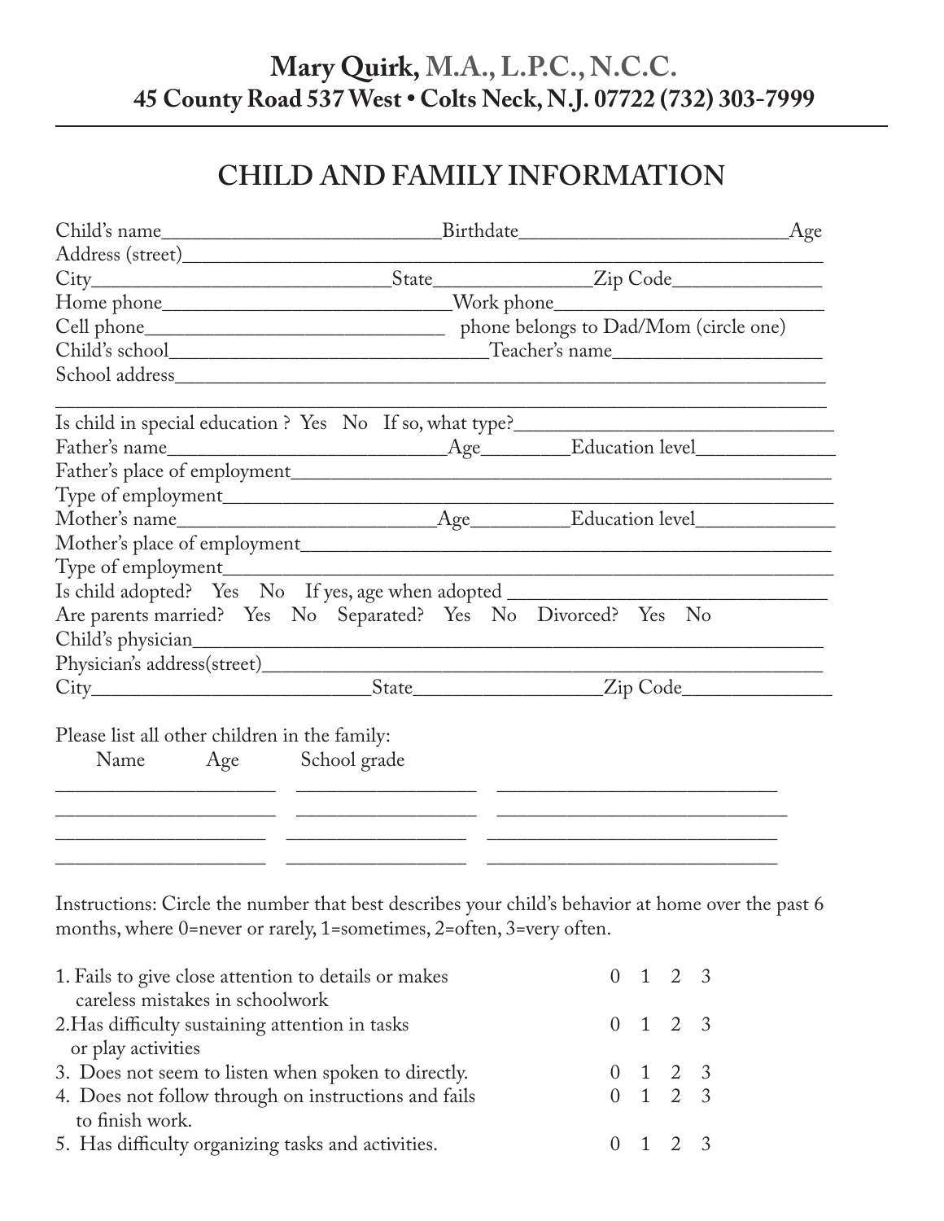**Mary Quirk, M.A., L.P.C., N.C.C.**
**45 County Road 537 West • Colts Neck, N.J. 07722 (732) 303-7999**

# CHILD AND FAMILY INFORMATION

Child's name_________________________Birthdate_________________________Age
Address (street)_____________________________________________________________
City___________________________State______________Zip Code______________
Home phone___________________________Work phone_________________________
Cell phone____________________________ phone belongs to Dad/Mom (circle one)
Child's school______________________________Teacher's name____________________
School address_______________________________________________________________
_____________________________________________________________________________
Is child in special education ? Yes No If so, what type?_____________________________
Father's name__________________________Age________Education level_____________
Father's place of employment__________________________________________________
Type of employment__________________________________________________________
Mother's name________________________Age_________Education level_____________
Mother's place of employment__________________________________________________
Type of employment__________________________________________________________
Is child adopted? Yes No If yes, age when adopted ______________________________
Are parents married? Yes No Separated? Yes No Divorced? Yes No
Child's physician_____________________________________________________________
Physician's address(street)_____________________________________________________
City_________________________State_________________Zip Code______________

Please list all other children in the family:

| Name | Age | School grade |
|---|---|---|
| ____________________ | ________________ | __________________________ |
| ____________________ | ________________ | __________________________ |
| ____________________ | ________________ | __________________________ |
| ____________________ | ________________ | __________________________ |

Instructions: Circle the number that best describes your child's behavior at home over the past 6 months, where 0=never or rarely, 1=sometimes, 2=often, 3=very often.

| | |
|---|---|
| 1. Fails to give close attention to details or makes careless mistakes in schoolwork | 0 1 2 3 |
| 2. Has difficulty sustaining attention in tasks or play activities | 0 1 2 3 |
| 3. Does not seem to listen when spoken to directly. | 0 1 2 3 |
| 4. Does not follow through on instructions and fails to finish work. | 0 1 2 3 |
| 5. Has difficulty organizing tasks and activities. | 0 1 2 3 |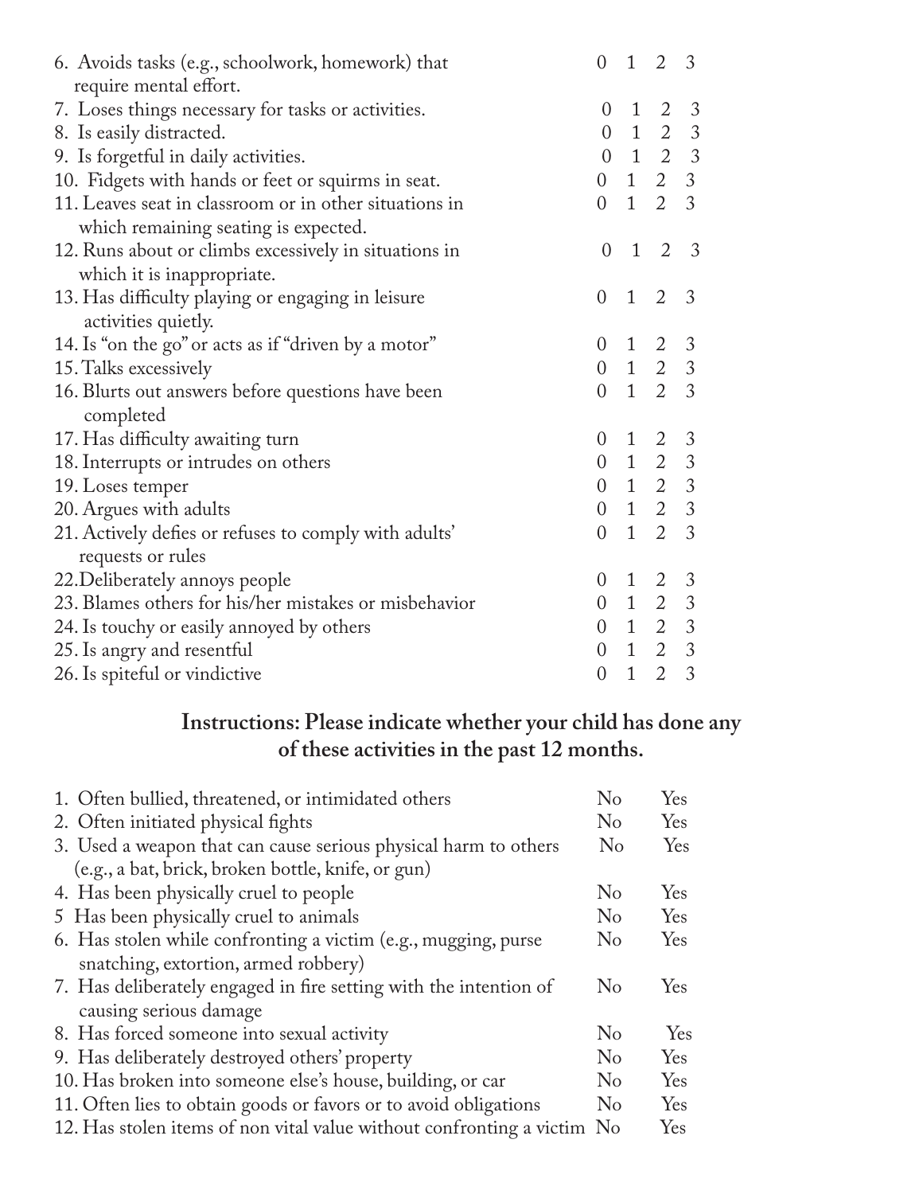| | | | | |
|---|---|---|---|---|
| 6. Avoids tasks (e.g., schoolwork, homework) that require mental effort. | 0 | 1 | 2 | 3 |
| 7. Loses things necessary for tasks or activities. | 0 | 1 | 2 | 3 |
| 8. Is easily distracted. | 0 | 1 | 2 | 3 |
| 9. Is forgetful in daily activities. | 0 | 1 | 2 | 3 |
| 10. Fidgets with hands or feet or squirms in seat. | 0 | 1 | 2 | 3 |
| 11. Leaves seat in classroom or in other situations in which remaining seating is expected. | 0 | 1 | 2 | 3 |
| 12. Runs about or climbs excessively in situations in which it is inappropriate. | 0 | 1 | 2 | 3 |
| 13. Has difficulty playing or engaging in leisure activities quietly. | 0 | 1 | 2 | 3 |
| 14. Is "on the go" or acts as if "driven by a motor" | 0 | 1 | 2 | 3 |
| 15. Talks excessively | 0 | 1 | 2 | 3 |
| 16. Blurts out answers before questions have been completed | 0 | 1 | 2 | 3 |
| 17. Has difficulty awaiting turn | 0 | 1 | 2 | 3 |
| 18. Interrupts or intrudes on others | 0 | 1 | 2 | 3 |
| 19. Loses temper | 0 | 1 | 2 | 3 |
| 20. Argues with adults | 0 | 1 | 2 | 3 |
| 21. Actively defies or refuses to comply with adults' requests or rules | 0 | 1 | 2 | 3 |
| 22. Deliberately annoys people | 0 | 1 | 2 | 3 |
| 23. Blames others for his/her mistakes or misbehavior | 0 | 1 | 2 | 3 |
| 24. Is touchy or easily annoyed by others | 0 | 1 | 2 | 3 |
| 25. Is angry and resentful | 0 | 1 | 2 | 3 |
| 26. Is spiteful or vindictive | 0 | 1 | 2 | 3 |

**Instructions: Please indicate whether your child has done any of these activities in the past 12 months.**

| | | |
|---|---|---|
| 1. Often bullied, threatened, or intimidated others | No | Yes |
| 2. Often initiated physical fights | No | Yes |
| 3. Used a weapon that can cause serious physical harm to others (e.g., a bat, brick, broken bottle, knife, or gun) | No | Yes |
| 4. Has been physically cruel to people | No | Yes |
| 5 Has been physically cruel to animals | No | Yes |
| 6. Has stolen while confronting a victim (e.g., mugging, purse snatching, extortion, armed robbery) | No | Yes |
| 7. Has deliberately engaged in fire setting with the intention of causing serious damage | No | Yes |
| 8. Has forced someone into sexual activity | No | Yes |
| 9. Has deliberately destroyed others' property | No | Yes |
| 10. Has broken into someone else's house, building, or car | No | Yes |
| 11. Often lies to obtain goods or favors or to avoid obligations | No | Yes |
| 12. Has stolen items of non vital value without confronting a victim | No | Yes |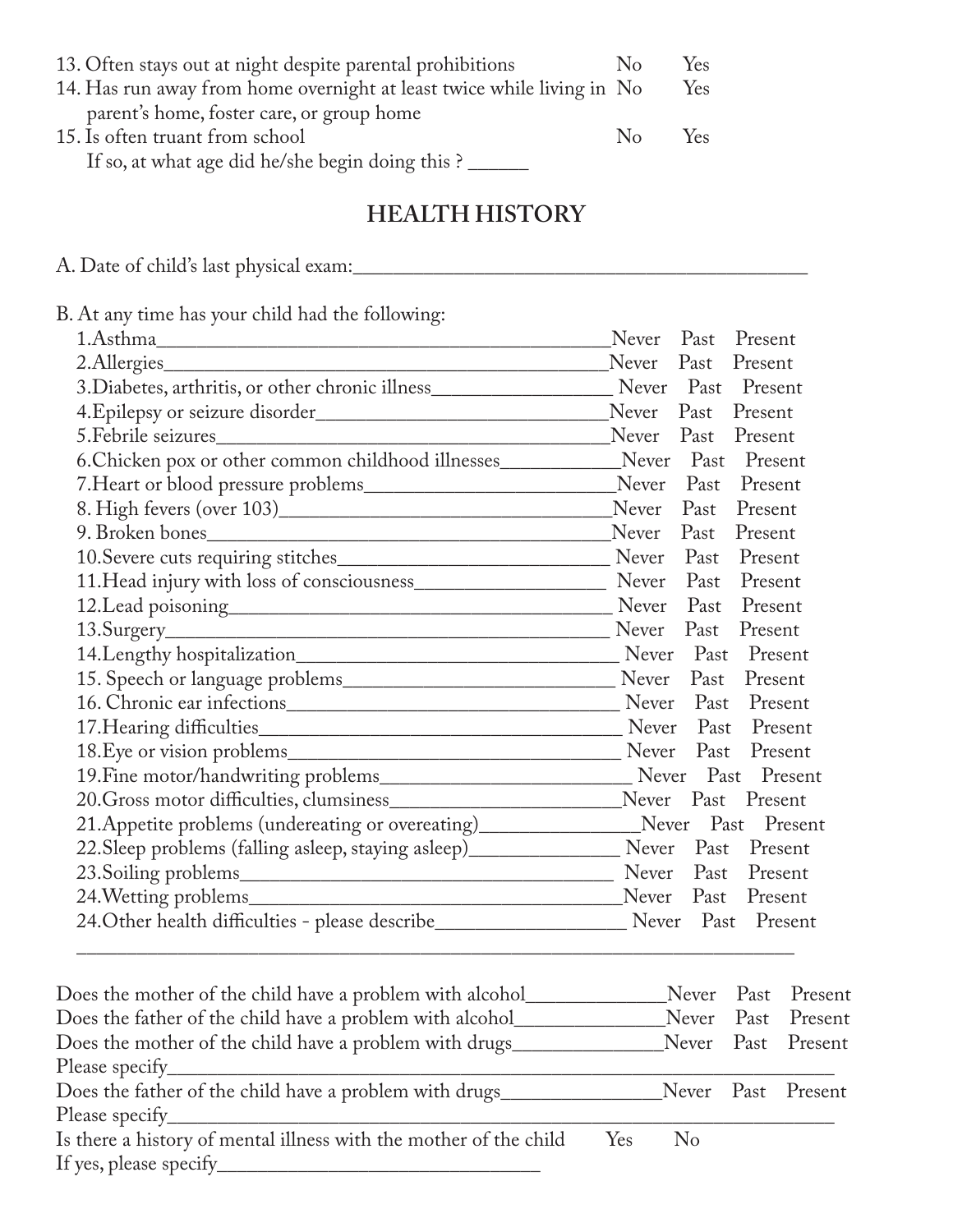13. Often stays out at night despite parental prohibitions No Yes
14. Has run away from home overnight at least twice while living in parent's home, foster care, or group home No Yes
15. Is often truant from school No Yes
 If so, at what age did he/she begin doing this ? ______

## HEALTH HISTORY

A. Date of child's last physical exam:_____________________________________________

B. At any time has your child had the following:

1.Asthma_____________________________________________Never Past Present
2.Allergies____________________________________________Never Past Present
3.Diabetes, arthritis, or other chronic illness_________________ Never Past Present
4.Epilepsy or seizure disorder_____________________________Never Past Present
5.Febrile seizures_______________________________________Never Past Present
6.Chicken pox or other common childhood illnesses___________Never Past Present
7.Heart or blood pressure problems________________________Never Past Present
8. High fevers (over 103)_________________________________Never Past Present
9. Broken bones_________________________________________Never Past Present
10.Severe cuts requiring stitches__________________________ Never Past Present
11.Head injury with loss of consciousness__________________ Never Past Present
12.Lead poisoning_______________________________________ Never Past Present
13.Surgery_____________________________________________ Never Past Present
14.Lengthy hospitalization________________________________ Never Past Present
15. Speech or language problems__________________________ Never Past Present
16. Chronic ear infections________________________________ Never Past Present
17.Hearing difficulties___________________________________ Never Past Present
18.Eye or vision problems________________________________ Never Past Present
19.Fine motor/handwriting problems________________________ Never Past Present
20.Gross motor difficulties, clumsiness______________________Never Past Present
21.Appetite problems (undereating or overeating)_______________Never Past Present
22.Sleep problems (falling asleep, staying asleep)______________ Never Past Present
23.Soiling problems______________________________________ Never Past Present
24.Wetting problems_____________________________________Never Past Present
24.Other health difficulties - please describe__________________ Never Past Present
_____________________________________________________________________

Does the mother of the child have a problem with alcohol_____________Never Past Present
Does the father of the child have a problem with alcohol______________Never Past Present
Does the mother of the child have a problem with drugs______________Never Past Present
Please specify_________________________________________________________________
Does the father of the child have a problem with drugs_______________Never Past Present
Please specify_________________________________________________________________
Is there a history of mental illness with the mother of the child Yes No
If yes, please specify________________________________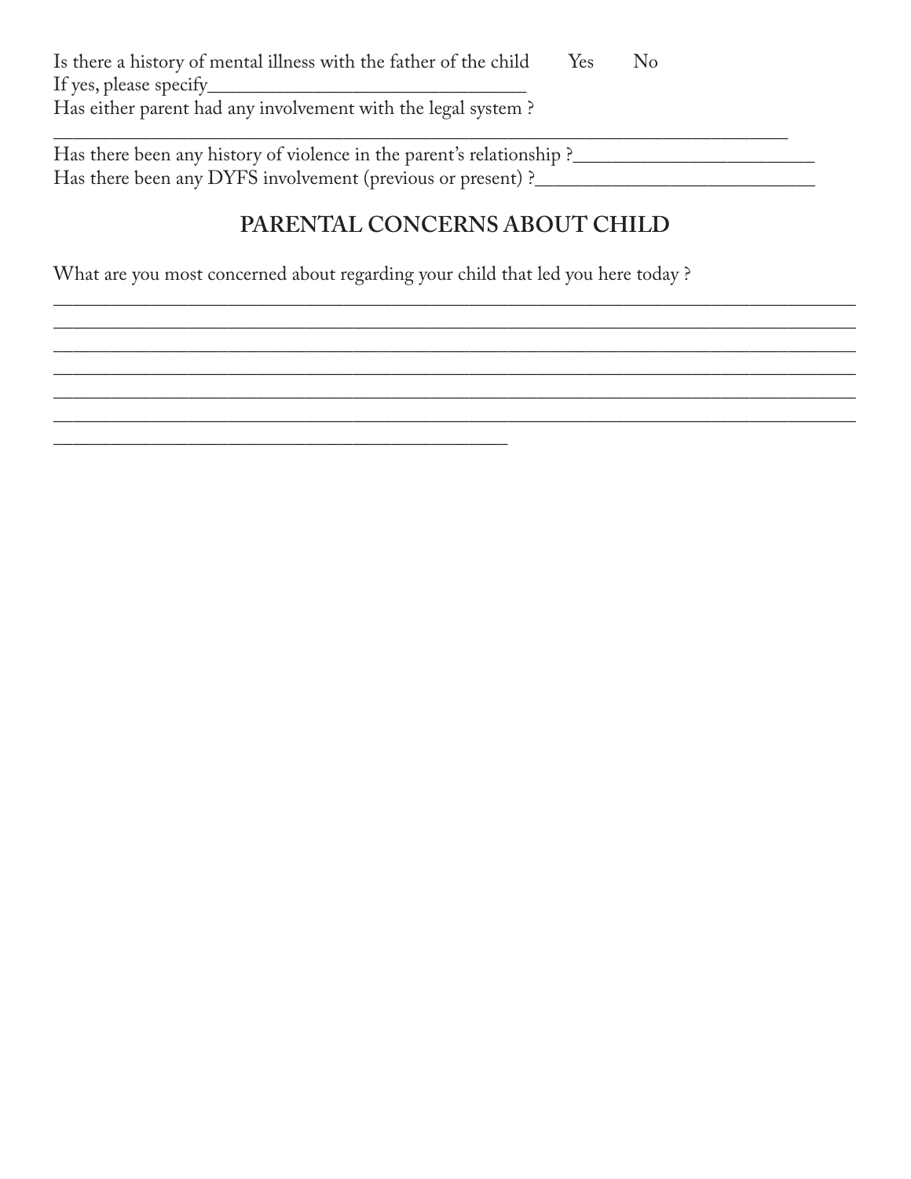Is there a history of mental illness with the father of the child     Yes     No

If yes, please specify________________________________

Has either parent had any involvement with the legal system ?

__________________________________________________________________________

Has there been any history of violence in the parent's relationship ?________________________

Has there been any DYFS involvement (previous or present) ?____________________________

## PARENTAL CONCERNS ABOUT CHILD

What are you most concerned about regarding your child that led you here today ?

_________________________________________________________________________________

_________________________________________________________________________________

_________________________________________________________________________________

_________________________________________________________________________________

_________________________________________________________________________________

_________________________________________________________________________________

____________________________________________